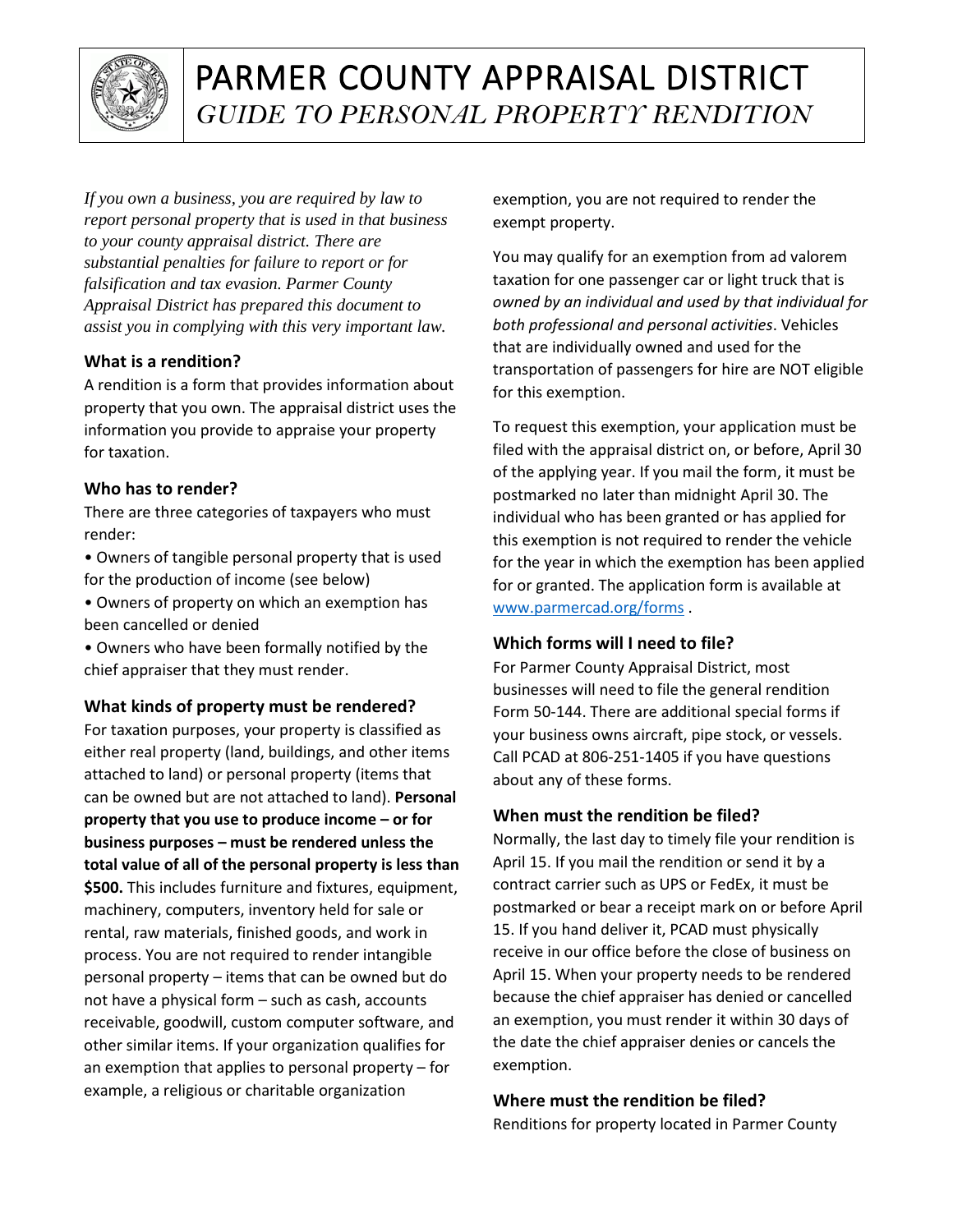# PARMER COUNTY APPRAISAL DISTRICT

## *GUIDE TO PERSONAL PROPERTY RENDITION*

*If you own a business, you are required by law to report personal property that is used in that business to your county appraisal district. There are substantial penalties for failure to report or for falsification and tax evasion. Parmer County Appraisal District has prepared this document to assist you in complying with this very important law.*

### What is a rendition?

A rendition is a form that provides information about property that you own. The appraisal district uses the information you provide to appraise your property for taxation.

### Who has to render?

There are three categories of taxpayers who must render:

- Owners of tangible personal property that is used for the production of income (see below)
- Owners of property on which an exemption has been cancelled or denied
- Owners who have been formally notified by the chief appraiser that they must render.

### What kinds of property must be rendered?

For taxation purposes, your property is classified as either real property (land, buildings, and other items attached to land) or personal property (items that can be owned but are not attached to land). **Personal property that you use to produce income – or for business purposes – must be rendered unless the total value of all of the personal property is less than $500.** This includes furniture and fixtures, equipment, machinery, computers, inventory held for sale or rental, raw materials, finished goods, and work in process. You are not required to render intangible personal property – items that can be owned but do not have a physical form – such as cash, accounts receivable, goodwill, custom computer software, and other similar items. If your organization qualifies for an exemption that applies to personal property – for example, a religious or charitable organization exemption, you are not required to render the exempt property.

You may qualify for an exemption from ad valorem taxation for one passenger car or light truck that is *owned by an individual and used by that individual for both professional and personal activities*. Vehicles that are individually owned and used for the transportation of passengers for hire are NOT eligible for this exemption.

To request this exemption, your application must be filed with the appraisal district on, or before, April 30 of the applying year. If you mail the form, it must be postmarked no later than midnight April 30. The individual who has been granted or has applied for this exemption is not required to render the vehicle for the year in which the exemption has been applied for or granted. The application form is available at [www.parmercad.org/forms](www.parmercad.org/forms) .

### Which forms will I need to file?

For Parmer County Appraisal District, most businesses will need to file the general rendition Form 50-144. There are additional special forms if your business owns aircraft, pipe stock, or vessels. Call PCAD at 806-251-1405 if you have questions about any of these forms.

### When must the rendition be filed?

Normally, the last day to timely file your rendition is April 15. If you mail the rendition or send it by a contract carrier such as UPS or FedEx, it must be postmarked or bear a receipt mark on or before April 15. If you hand deliver it, PCAD must physically receive in our office before the close of business on April 15. When your property needs to be rendered because the chief appraiser has denied or cancelled an exemption, you must render it within 30 days of the date the chief appraiser denies or cancels the exemption.

### Where must the rendition be filed?

Renditions for property located in Parmer County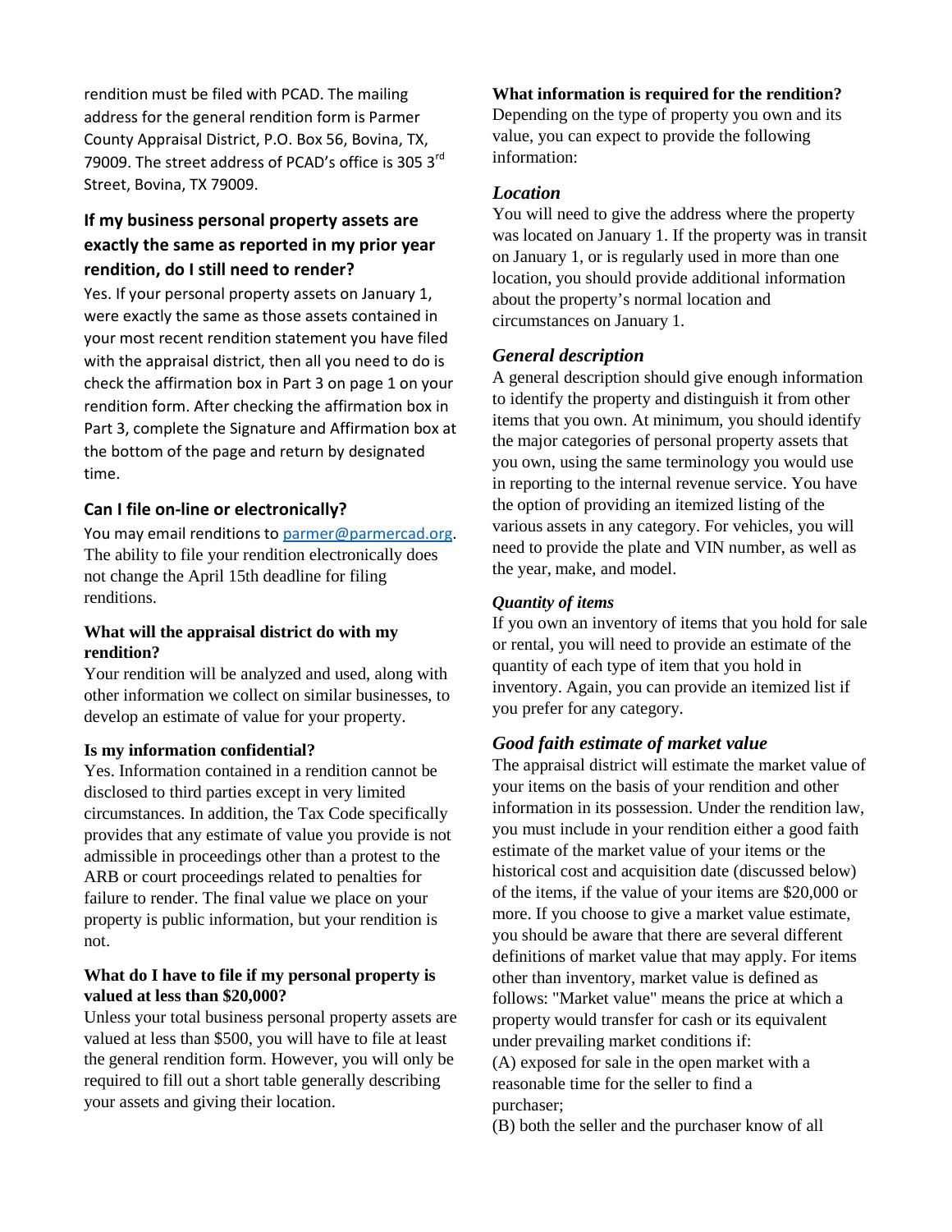rendition must be filed with PCAD. The mailing address for the general rendition form is Parmer County Appraisal District, P.O. Box 56, Bovina, TX, 79009. The street address of PCAD's office is 305 3rd Street, Bovina, TX 79009.

## If my business personal property assets are exactly the same as reported in my prior year rendition, do I still need to render?

Yes. If your personal property assets on January 1, were exactly the same as those assets contained in your most recent rendition statement you have filed with the appraisal district, then all you need to do is check the affirmation box in Part 3 on page 1 on your rendition form. After checking the affirmation box in Part 3, complete the Signature and Affirmation box at the bottom of the page and return by designated time.

## Can I file on-line or electronically?

You may email renditions to [parmer@parmercad.org](mailto:parmer@parmercad.org). The ability to file your rendition electronically does not change the April 15th deadline for filing renditions.

### What will the appraisal district do with my rendition?

Your rendition will be analyzed and used, along with other information we collect on similar businesses, to develop an estimate of value for your property.

### Is my information confidential?

Yes. Information contained in a rendition cannot be disclosed to third parties except in very limited circumstances. In addition, the Tax Code specifically provides that any estimate of value you provide is not admissible in proceedings other than a protest to the ARB or court proceedings related to penalties for failure to render. The final value we place on your property is public information, but your rendition is not.

### What do I have to file if my personal property is valued at less than $20,000?

Unless your total business personal property assets are valued at less than $500, you will have to file at least the general rendition form. However, you will only be required to fill out a short table generally describing your assets and giving their location.

### What information is required for the rendition?

Depending on the type of property you own and its value, you can expect to provide the following information:

#### *Location*

You will need to give the address where the property was located on January 1. If the property was in transit on January 1, or is regularly used in more than one location, you should provide additional information about the property's normal location and circumstances on January 1.

#### *General description*

A general description should give enough information to identify the property and distinguish it from other items that you own. At minimum, you should identify the major categories of personal property assets that you own, using the same terminology you would use in reporting to the internal revenue service. You have the option of providing an itemized listing of the various assets in any category. For vehicles, you will need to provide the plate and VIN number, as well as the year, make, and model.

#### *Quantity of items*

If you own an inventory of items that you hold for sale or rental, you will need to provide an estimate of the quantity of each type of item that you hold in inventory. Again, you can provide an itemized list if you prefer for any category.

#### *Good faith estimate of market value*

The appraisal district will estimate the market value of your items on the basis of your rendition and other information in its possession. Under the rendition law, you must include in your rendition either a good faith estimate of the market value of your items or the historical cost and acquisition date (discussed below) of the items, if the value of your items are $20,000 or more. If you choose to give a market value estimate, you should be aware that there are several different definitions of market value that may apply. For items other than inventory, market value is defined as follows: "Market value" means the price at which a property would transfer for cash or its equivalent under prevailing market conditions if:

(A) exposed for sale in the open market with a reasonable time for the seller to find a purchaser;

(B) both the seller and the purchaser know of all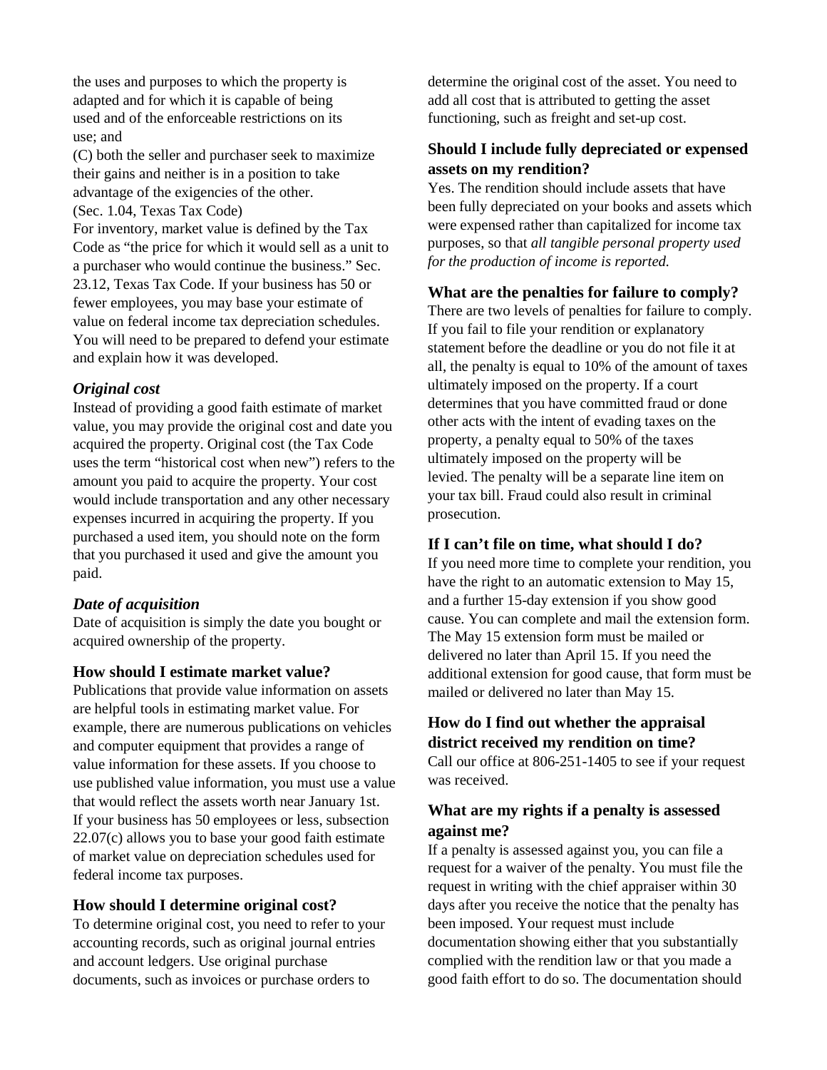the uses and purposes to which the property is adapted and for which it is capable of being used and of the enforceable restrictions on its use; and

(C) both the seller and purchaser seek to maximize their gains and neither is in a position to take advantage of the exigencies of the other.

(Sec. 1.04, Texas Tax Code)

For inventory, market value is defined by the Tax Code as "the price for which it would sell as a unit to a purchaser who would continue the business." Sec. 23.12, Texas Tax Code. If your business has 50 or fewer employees, you may base your estimate of value on federal income tax depreciation schedules. You will need to be prepared to defend your estimate and explain how it was developed.

### *Original cost*

Instead of providing a good faith estimate of market value, you may provide the original cost and date you acquired the property. Original cost (the Tax Code uses the term "historical cost when new") refers to the amount you paid to acquire the property. Your cost would include transportation and any other necessary expenses incurred in acquiring the property. If you purchased a used item, you should note on the form that you purchased it used and give the amount you paid.

### *Date of acquisition*

Date of acquisition is simply the date you bought or acquired ownership of the property.

### How should I estimate market value?

Publications that provide value information on assets are helpful tools in estimating market value. For example, there are numerous publications on vehicles and computer equipment that provides a range of value information for these assets. If you choose to use published value information, you must use a value that would reflect the assets worth near January 1st. If your business has 50 employees or less, subsection 22.07(c) allows you to base your good faith estimate of market value on depreciation schedules used for federal income tax purposes.

### How should I determine original cost?

To determine original cost, you need to refer to your accounting records, such as original journal entries and account ledgers. Use original purchase documents, such as invoices or purchase orders to determine the original cost of the asset. You need to add all cost that is attributed to getting the asset functioning, such as freight and set-up cost.

### Should I include fully depreciated or expensed assets on my rendition?

Yes. The rendition should include assets that have been fully depreciated on your books and assets which were expensed rather than capitalized for income tax purposes, so that *all tangible personal property used for the production of income is reported.*

### What are the penalties for failure to comply?

There are two levels of penalties for failure to comply. If you fail to file your rendition or explanatory statement before the deadline or you do not file it at all, the penalty is equal to 10% of the amount of taxes ultimately imposed on the property. If a court determines that you have committed fraud or done other acts with the intent of evading taxes on the property, a penalty equal to 50% of the taxes ultimately imposed on the property will be levied. The penalty will be a separate line item on your tax bill. Fraud could also result in criminal prosecution.

### If I can't file on time, what should I do?

If you need more time to complete your rendition, you have the right to an automatic extension to May 15, and a further 15-day extension if you show good cause. You can complete and mail the extension form. The May 15 extension form must be mailed or delivered no later than April 15. If you need the additional extension for good cause, that form must be mailed or delivered no later than May 15.

### How do I find out whether the appraisal district received my rendition on time?

Call our office at 806-251-1405 to see if your request was received.

### What are my rights if a penalty is assessed against me?

If a penalty is assessed against you, you can file a request for a waiver of the penalty. You must file the request in writing with the chief appraiser within 30 days after you receive the notice that the penalty has been imposed. Your request must include documentation showing either that you substantially complied with the rendition law or that you made a good faith effort to do so. The documentation should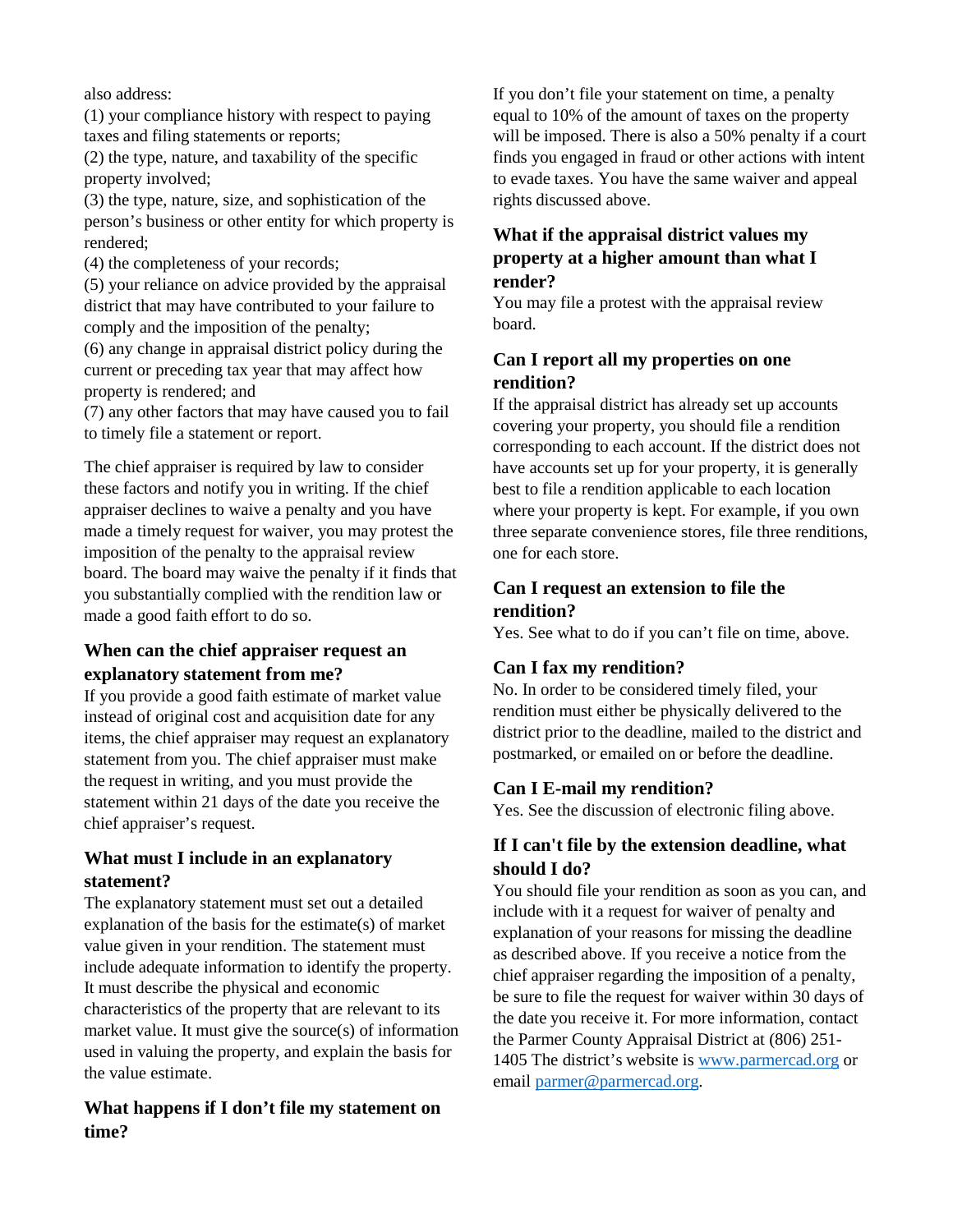also address:

(1) your compliance history with respect to paying taxes and filing statements or reports;
(2) the type, nature, and taxability of the specific property involved;
(3) the type, nature, size, and sophistication of the person's business or other entity for which property is rendered;
(4) the completeness of your records;
(5) your reliance on advice provided by the appraisal district that may have contributed to your failure to comply and the imposition of the penalty;
(6) any change in appraisal district policy during the current or preceding tax year that may affect how property is rendered; and
(7) any other factors that may have caused you to fail to timely file a statement or report.

The chief appraiser is required by law to consider these factors and notify you in writing. If the chief appraiser declines to waive a penalty and you have made a timely request for waiver, you may protest the imposition of the penalty to the appraisal review board. The board may waive the penalty if it finds that you substantially complied with the rendition law or made a good faith effort to do so.

### When can the chief appraiser request an explanatory statement from me?

If you provide a good faith estimate of market value instead of original cost and acquisition date for any items, the chief appraiser may request an explanatory statement from you. The chief appraiser must make the request in writing, and you must provide the statement within 21 days of the date you receive the chief appraiser's request.

### What must I include in an explanatory statement?

The explanatory statement must set out a detailed explanation of the basis for the estimate(s) of market value given in your rendition. The statement must include adequate information to identify the property. It must describe the physical and economic characteristics of the property that are relevant to its market value. It must give the source(s) of information used in valuing the property, and explain the basis for the value estimate.

### What happens if I don't file my statement on time?

If you don't file your statement on time, a penalty equal to 10% of the amount of taxes on the property will be imposed. There is also a 50% penalty if a court finds you engaged in fraud or other actions with intent to evade taxes. You have the same waiver and appeal rights discussed above.

### What if the appraisal district values my property at a higher amount than what I render?

You may file a protest with the appraisal review board.

### Can I report all my properties on one rendition?

If the appraisal district has already set up accounts covering your property, you should file a rendition corresponding to each account. If the district does not have accounts set up for your property, it is generally best to file a rendition applicable to each location where your property is kept. For example, if you own three separate convenience stores, file three renditions, one for each store.

### Can I request an extension to file the rendition?

Yes. See what to do if you can't file on time, above.

### Can I fax my rendition?

No. In order to be considered timely filed, your rendition must either be physically delivered to the district prior to the deadline, mailed to the district and postmarked, or emailed on or before the deadline.

### Can I E-mail my rendition?

Yes. See the discussion of electronic filing above.

### If I can't file by the extension deadline, what should I do?

You should file your rendition as soon as you can, and include with it a request for waiver of penalty and explanation of your reasons for missing the deadline as described above. If you receive a notice from the chief appraiser regarding the imposition of a penalty, be sure to file the request for waiver within 30 days of the date you receive it. For more information, contact the Parmer County Appraisal District at (806) 251-1405 The district's website is [www.parmercad.org](http://www.parmercad.org) or email [parmer@parmercad.org](mailto:parmer@parmercad.org).